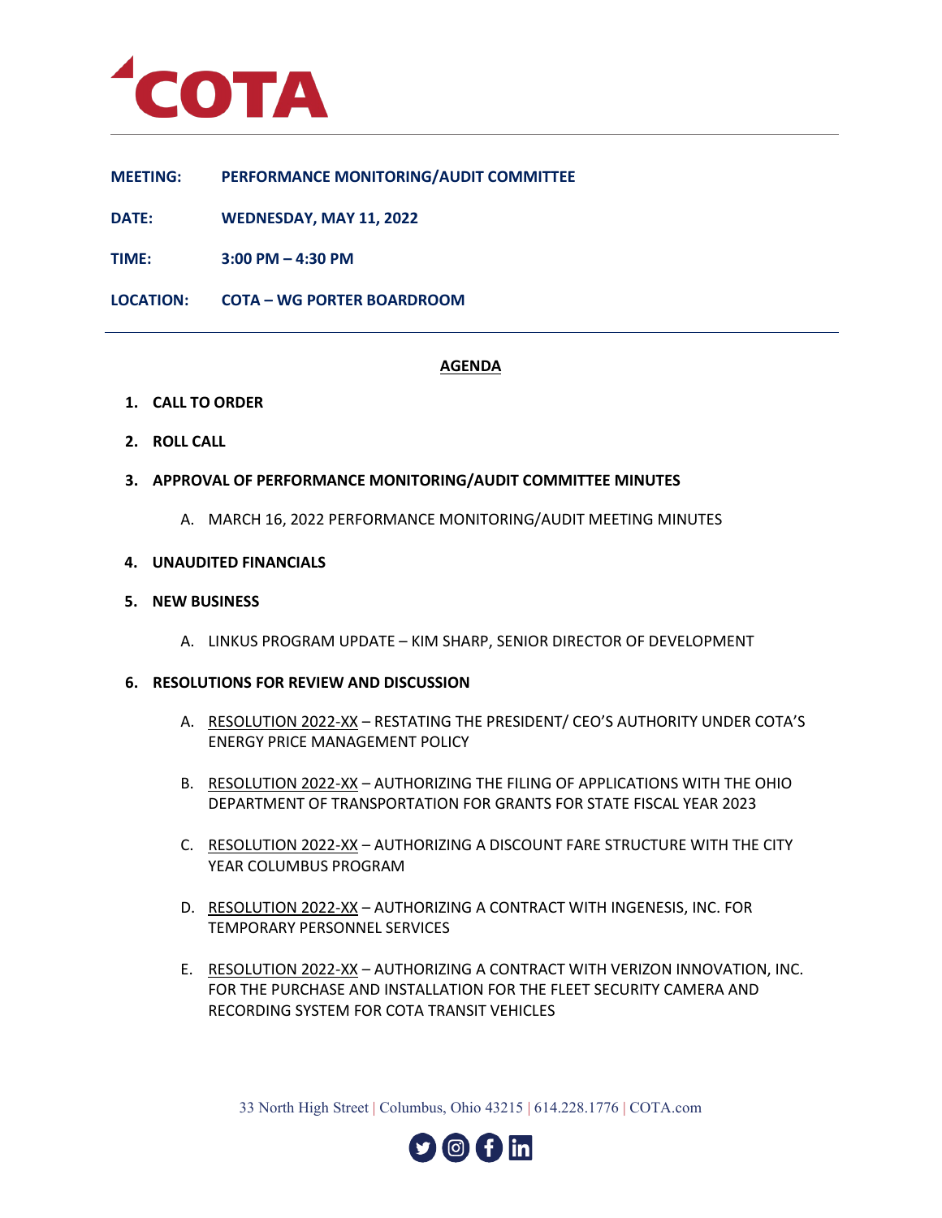# COTA

**MEETING:** PERFORMANCE MONITORING/AUDIT COMMITTEE

**DATE:** WEDNESDAY, MAY 11, 2022

**TIME:** 3:00 PM – 4:30 PM

**LOCATION:** COTA – WG PORTER BOARDROOM

---

## AGENDA

1. **CALL TO ORDER**

2. **ROLL CALL**

3. **APPROVAL OF PERFORMANCE MONITORING/AUDIT COMMITTEE MINUTES**

   A. MARCH 16, 2022 PERFORMANCE MONITORING/AUDIT MEETING MINUTES

4. **UNAUDITED FINANCIALS**

5. **NEW BUSINESS**

   A. LINKUS PROGRAM UPDATE – KIM SHARP, SENIOR DIRECTOR OF DEVELOPMENT

6. **RESOLUTIONS FOR REVIEW AND DISCUSSION**

   A. RESOLUTION 2022-XX – RESTATING THE PRESIDENT/ CEO'S AUTHORITY UNDER COTA'S ENERGY PRICE MANAGEMENT POLICY

   B. RESOLUTION 2022-XX – AUTHORIZING THE FILING OF APPLICATIONS WITH THE OHIO DEPARTMENT OF TRANSPORTATION FOR GRANTS FOR STATE FISCAL YEAR 2023

   C. RESOLUTION 2022-XX – AUTHORIZING A DISCOUNT FARE STRUCTURE WITH THE CITY YEAR COLUMBUS PROGRAM

   D. RESOLUTION 2022-XX – AUTHORIZING A CONTRACT WITH INGENESIS, INC. FOR TEMPORARY PERSONNEL SERVICES

   E. RESOLUTION 2022-XX – AUTHORIZING A CONTRACT WITH VERIZON INNOVATION, INC. FOR THE PURCHASE AND INSTALLATION FOR THE FLEET SECURITY CAMERA AND RECORDING SYSTEM FOR COTA TRANSIT VEHICLES

33 North High Street | Columbus, Ohio 43215 | 614.228.1776 | COTA.com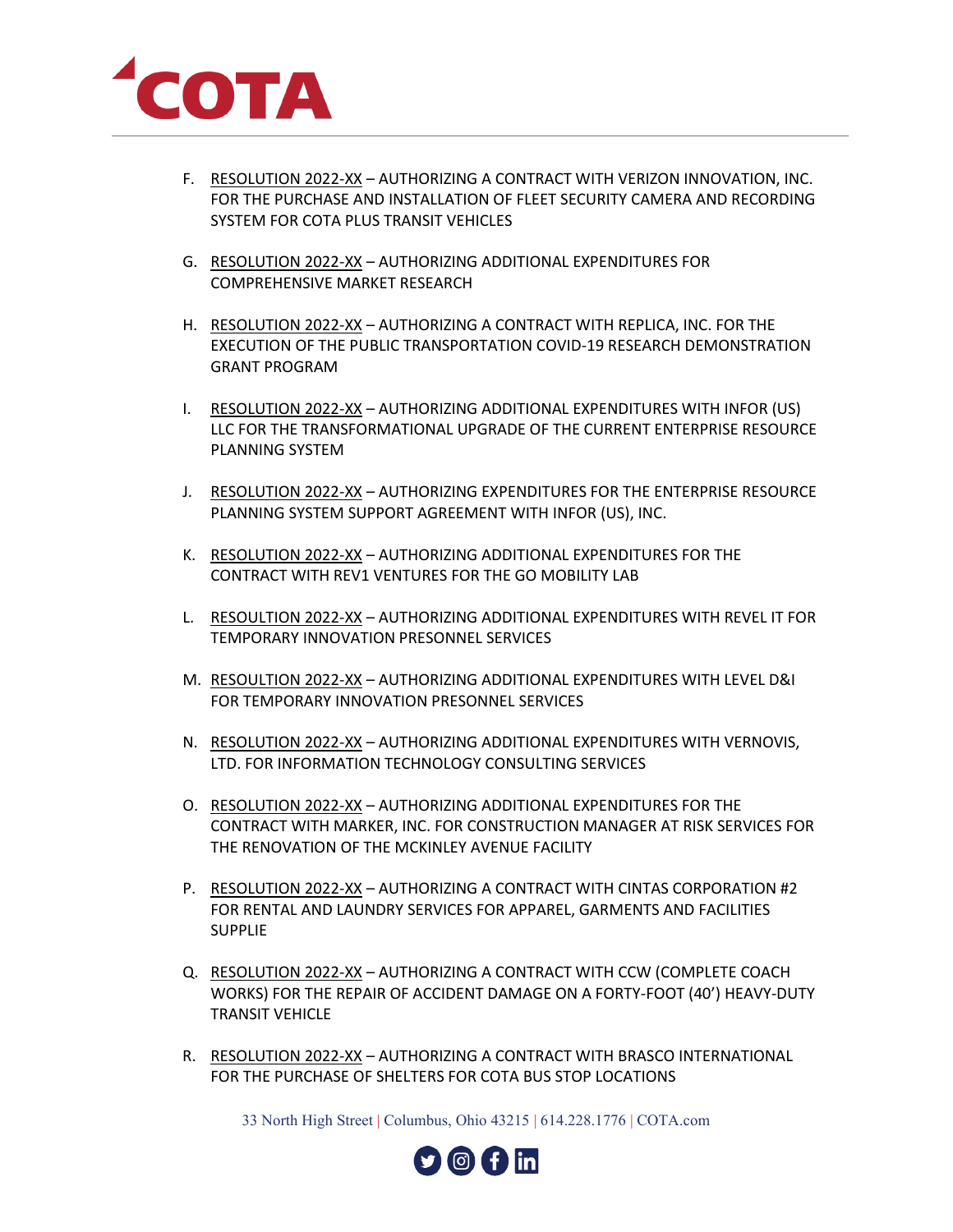F. <u>RESOLUTION 2022-XX</u> – AUTHORIZING A CONTRACT WITH VERIZON INNOVATION, INC. FOR THE PURCHASE AND INSTALLATION OF FLEET SECURITY CAMERA AND RECORDING SYSTEM FOR COTA PLUS TRANSIT VEHICLES

G. <u>RESOLUTION 2022-XX</u> – AUTHORIZING ADDITIONAL EXPENDITURES FOR COMPREHENSIVE MARKET RESEARCH

H. <u>RESOLUTION 2022-XX</u> – AUTHORIZING A CONTRACT WITH REPLICA, INC. FOR THE EXECUTION OF THE PUBLIC TRANSPORTATION COVID-19 RESEARCH DEMONSTRATION GRANT PROGRAM

I. <u>RESOLUTION 2022-XX</u> – AUTHORIZING ADDITIONAL EXPENDITURES WITH INFOR (US) LLC FOR THE TRANSFORMATIONAL UPGRADE OF THE CURRENT ENTERPRISE RESOURCE PLANNING SYSTEM

J. <u>RESOLUTION 2022-XX</u> – AUTHORIZING EXPENDITURES FOR THE ENTERPRISE RESOURCE PLANNING SYSTEM SUPPORT AGREEMENT WITH INFOR (US), INC.

K. <u>RESOLUTION 2022-XX</u> – AUTHORIZING ADDITIONAL EXPENDITURES FOR THE CONTRACT WITH REV1 VENTURES FOR THE GO MOBILITY LAB

L. <u>RESOULTION 2022-XX</u> – AUTHORIZING ADDITIONAL EXPENDITURES WITH REVEL IT FOR TEMPORARY INNOVATION PRESONNEL SERVICES

M. <u>RESOULTION 2022-XX</u> – AUTHORIZING ADDITIONAL EXPENDITURES WITH LEVEL D&I FOR TEMPORARY INNOVATION PRESONNEL SERVICES

N. <u>RESOLUTION 2022-XX</u> – AUTHORIZING ADDITIONAL EXPENDITURES WITH VERNOVIS, LTD. FOR INFORMATION TECHNOLOGY CONSULTING SERVICES

O. <u>RESOLUTION 2022-XX</u> – AUTHORIZING ADDITIONAL EXPENDITURES FOR THE CONTRACT WITH MARKER, INC. FOR CONSTRUCTION MANAGER AT RISK SERVICES FOR THE RENOVATION OF THE MCKINLEY AVENUE FACILITY

P. <u>RESOLUTION 2022-XX</u> – AUTHORIZING A CONTRACT WITH CINTAS CORPORATION #2 FOR RENTAL AND LAUNDRY SERVICES FOR APPAREL, GARMENTS AND FACILITIES SUPPLIE

Q. <u>RESOLUTION 2022-XX</u> – AUTHORIZING A CONTRACT WITH CCW (COMPLETE COACH WORKS) FOR THE REPAIR OF ACCIDENT DAMAGE ON A FORTY-FOOT (40') HEAVY-DUTY TRANSIT VEHICLE

R. <u>RESOLUTION 2022-XX</u> – AUTHORIZING A CONTRACT WITH BRASCO INTERNATIONAL FOR THE PURCHASE OF SHELTERS FOR COTA BUS STOP LOCATIONS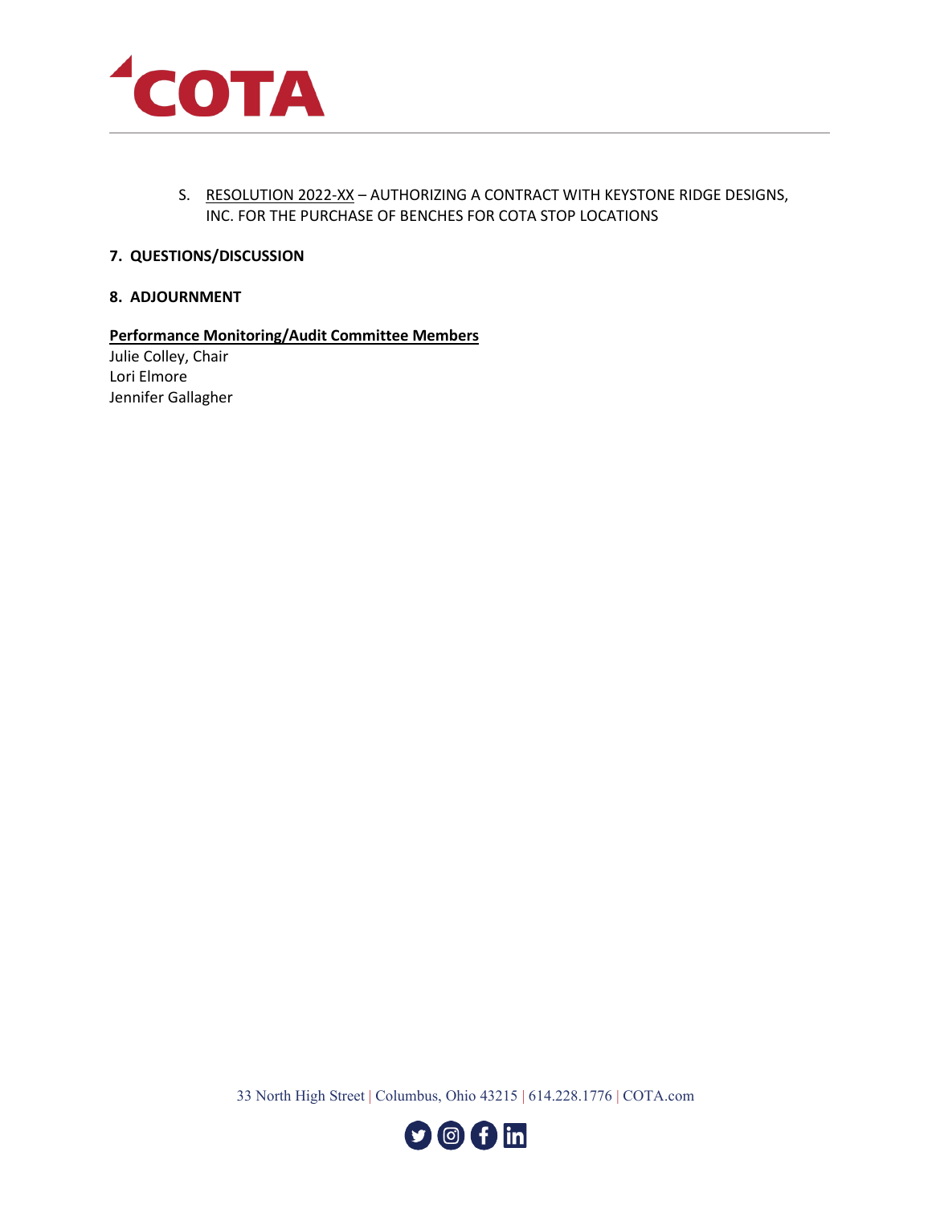S. RESOLUTION 2022-XX – AUTHORIZING A CONTRACT WITH KEYSTONE RIDGE DESIGNS, INC. FOR THE PURCHASE OF BENCHES FOR COTA STOP LOCATIONS

**7. QUESTIONS/DISCUSSION**

**8. ADJOURNMENT**

**Performance Monitoring/Audit Committee Members**

Julie Colley, Chair
Lori Elmore
Jennifer Gallagher